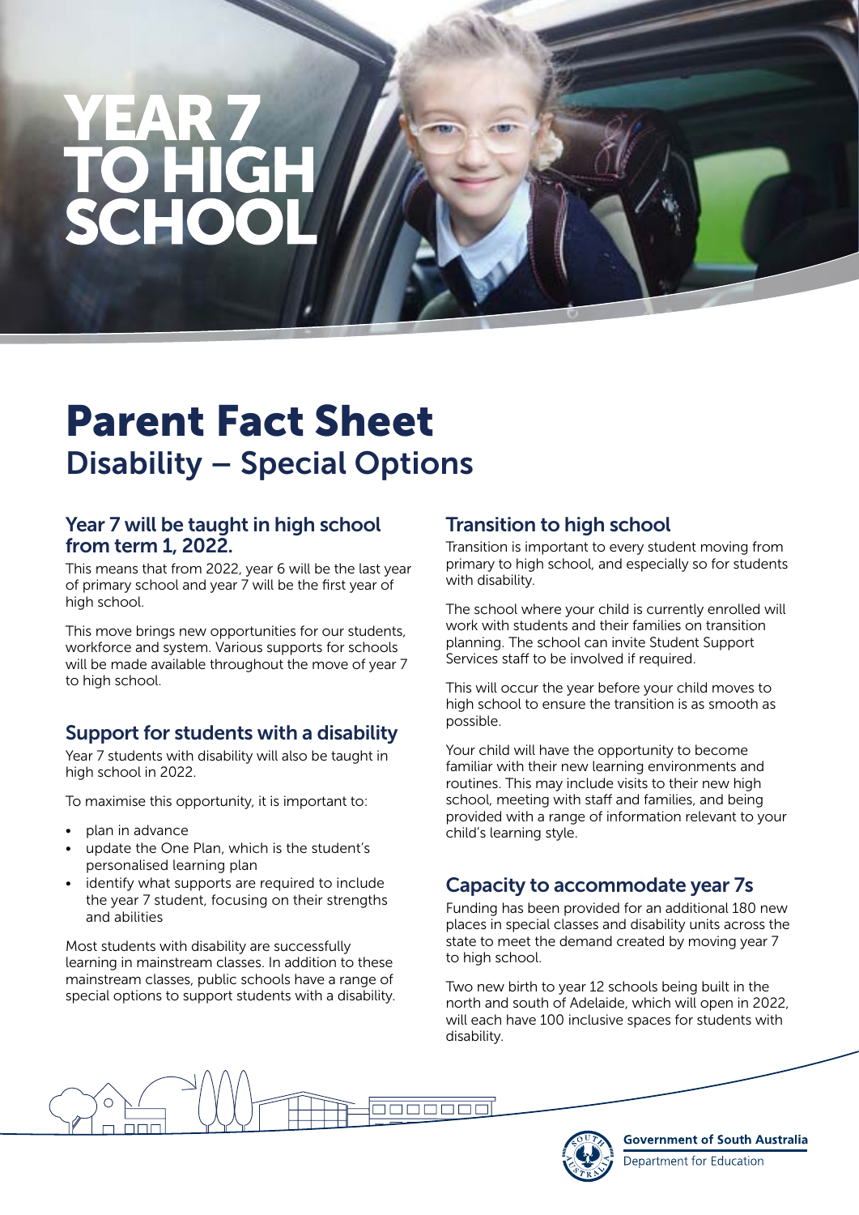# YEAR 7 TO HIGH SCHOOL

# Parent Fact Sheet

## Disability – Special Options

### Year 7 will be taught in high school from term 1, 2022.

This means that from 2022, year 6 will be the last year of primary school and year 7 will be the first year of high school.

This move brings new opportunities for our students, workforce and system. Various supports for schools will be made available throughout the move of year 7 to high school.

### Support for students with a disability

Year 7 students with disability will also be taught in high school in 2022.

To maximise this opportunity, it is important to:

- plan in advance
- update the One Plan, which is the student's personalised learning plan
- identify what supports are required to include the year 7 student, focusing on their strengths and abilities

Most students with disability are successfully learning in mainstream classes. In addition to these mainstream classes, public schools have a range of special options to support students with a disability.

### Transition to high school

Transition is important to every student moving from primary to high school, and especially so for students with disability.

The school where your child is currently enrolled will work with students and their families on transition planning. The school can invite Student Support Services staff to be involved if required.

This will occur the year before your child moves to high school to ensure the transition is as smooth as possible.

Your child will have the opportunity to become familiar with their new learning environments and routines. This may include visits to their new high school, meeting with staff and families, and being provided with a range of information relevant to your child's learning style.

### Capacity to accommodate year 7s

Funding has been provided for an additional 180 new places in special classes and disability units across the state to meet the demand created by moving year 7 to high school.

Two new birth to year 12 schools being built in the north and south of Adelaide, which will open in 2022, will each have 100 inclusive spaces for students with disability.

Government of South Australia
Department for Education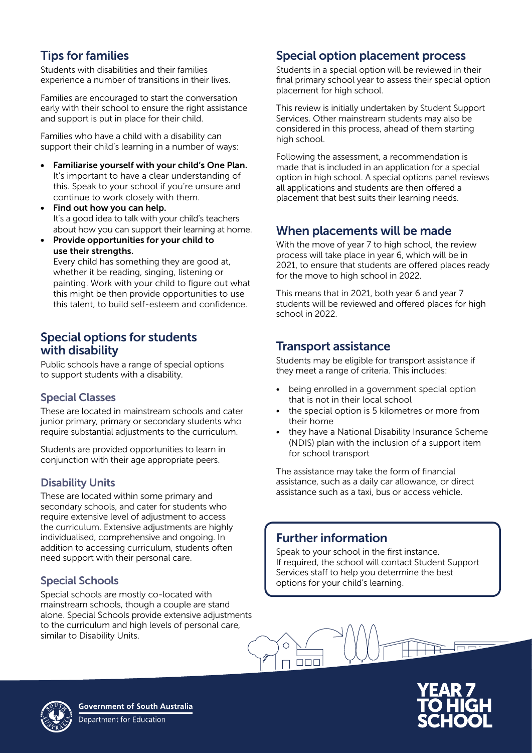## Tips for families

Students with disabilities and their families experience a number of transitions in their lives.

Families are encouraged to start the conversation early with their school to ensure the right assistance and support is put in place for their child.

Families who have a child with a disability can support their child's learning in a number of ways:

- **Familiarise yourself with your child's One Plan.** It's important to have a clear understanding of this. Speak to your school if you're unsure and continue to work closely with them.
- **Find out how you can help.** It's a good idea to talk with your child's teachers about how you can support their learning at home.
- **Provide opportunities for your child to use their strengths.** Every child has something they are good at, whether it be reading, singing, listening or painting. Work with your child to figure out what this might be then provide opportunities to use this talent, to build self-esteem and confidence.

## Special options for students with disability

Public schools have a range of special options to support students with a disability.

### Special Classes

These are located in mainstream schools and cater junior primary, primary or secondary students who require substantial adjustments to the curriculum.

Students are provided opportunities to learn in conjunction with their age appropriate peers.

### Disability Units

These are located within some primary and secondary schools, and cater for students who require extensive level of adjustment to access the curriculum. Extensive adjustments are highly individualised, comprehensive and ongoing. In addition to accessing curriculum, students often need support with their personal care.

### Special Schools

Special schools are mostly co-located with mainstream schools, though a couple are stand alone. Special Schools provide extensive adjustments to the curriculum and high levels of personal care, similar to Disability Units.

## Special option placement process

Students in a special option will be reviewed in their final primary school year to assess their special option placement for high school.

This review is initially undertaken by Student Support Services. Other mainstream students may also be considered in this process, ahead of them starting high school.

Following the assessment, a recommendation is made that is included in an application for a special option in high school. A special options panel reviews all applications and students are then offered a placement that best suits their learning needs.

## When placements will be made

With the move of year 7 to high school, the review process will take place in year 6, which will be in 2021, to ensure that students are offered places ready for the move to high school in 2022.

This means that in 2021, both year 6 and year 7 students will be reviewed and offered places for high school in 2022.

## Transport assistance

Students may be eligible for transport assistance if they meet a range of criteria. This includes:

- being enrolled in a government special option that is not in their local school
- the special option is 5 kilometres or more from their home
- they have a National Disability Insurance Scheme (NDIS) plan with the inclusion of a support item for school transport

The assistance may take the form of financial assistance, such as a daily car allowance, or direct assistance such as a taxi, bus or access vehicle.

## Further information

Speak to your school in the first instance. If required, the school will contact Student Support Services staff to help you determine the best options for your child's learning.

Government of South Australia
Department for Education

YEAR 7 TO HIGH SCHOOL